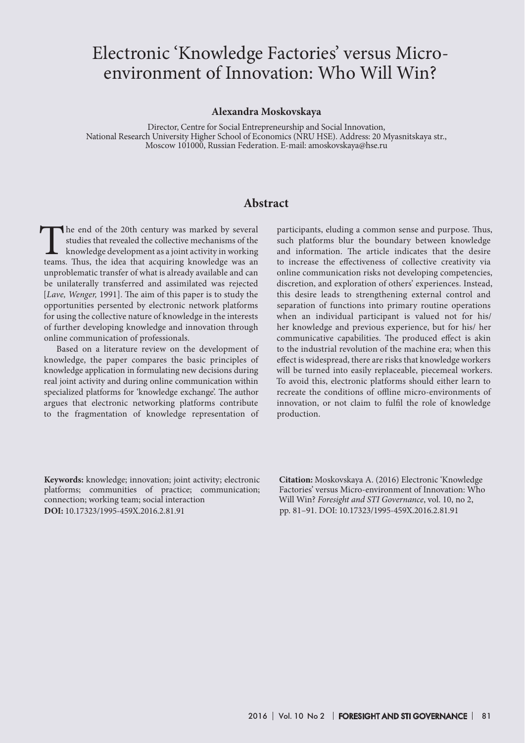# Electronic 'Knowledge Factories' versus Micro-environment of Innovation: Who Will Win?

**Alexandra Moskovskaya**

Director, Centre for Social Entrepreneurship and Social Innovation, National Research University Higher School of Economics (NRU HSE). Address: 20 Myasnitskaya str., Moscow 101000, Russian Federation. E-mail: amoskovskaya@hse.ru

## Abstract

The end of the 20th century was marked by several studies that revealed the collective mechanisms of the knowledge development as a joint activity in working teams. Thus, the idea that acquiring knowledge was an unproblematic transfer of what is already available and can be unilaterally transferred and assimilated was rejected [*Lave, Wenger,* 1991]. The aim of this paper is to study the opportunities persented by electronic network platforms for using the collective nature of knowledge in the interests of further developing knowledge and innovation through online communication of professionals.

Based on a literature review on the development of knowledge, the paper compares the basic principles of knowledge application in formulating new decisions during real joint activity and during online communication within specialized platforms for 'knowledge exchange'. The author argues that electronic networking platforms contribute to the fragmentation of knowledge representation of participants, eluding a common sense and purpose. Thus, such platforms blur the boundary between knowledge and information. The article indicates that the desire to increase the effectiveness of collective creativity via online communication risks not developing competencies, discretion, and exploration of others' experiences. Instead, this desire leads to strengthening external control and separation of functions into primary routine operations when an individual participant is valued not for his/ her knowledge and previous experience, but for his/ her communicative capabilities. The produced effect is akin to the industrial revolution of the machine era; when this effect is widespread, there are risks that knowledge workers will be turned into easily replaceable, piecemeal workers. To avoid this, electronic platforms should either learn to recreate the conditions of offline micro-environments of innovation, or not claim to fulfil the role of knowledge production.

**Keywords:** knowledge; innovation; joint activity; electronic platforms; communities of practice; communication; connection; working team; social interaction

**DOI:** 10.17323/1995-459X.2016.2.81.91

**Citation:** Moskovskaya A. (2016) Electronic 'Knowledge Factories' versus Micro-environment of Innovation: Who Will Win? *Foresight and STI Governance*, vol. 10, no 2, pp. 81–91. DOI: 10.17323/1995-459X.2016.2.81.91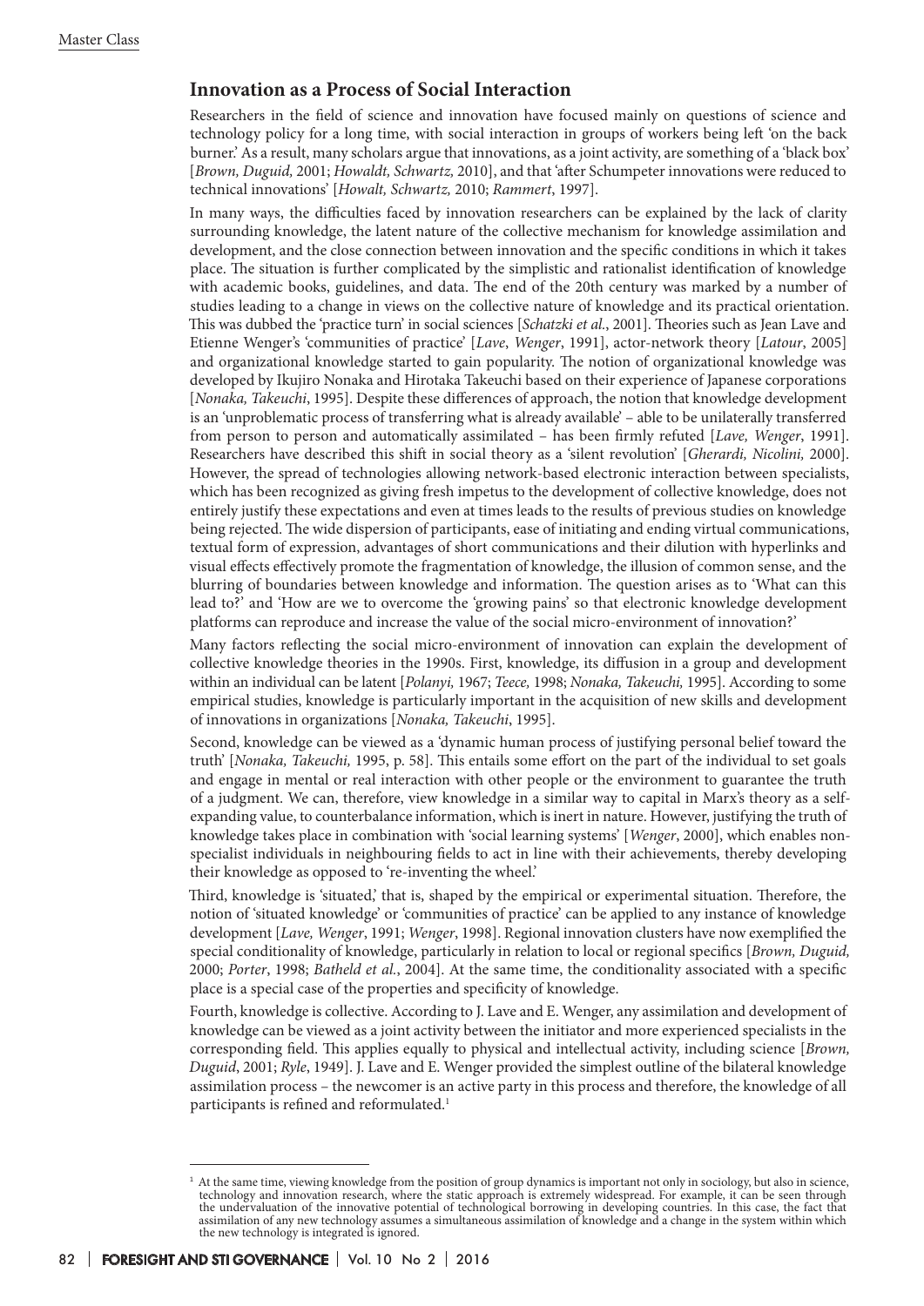## Innovation as a Process of Social Interaction

Researchers in the field of science and innovation have focused mainly on questions of science and technology policy for a long time, with social interaction in groups of workers being left 'on the back burner.' As a result, many scholars argue that innovations, as a joint activity, are something of a 'black box' [*Brown, Duguid,* 2001; *Howaldt, Schwartz,* 2010], and that 'after Schumpeter innovations were reduced to technical innovations' [*Howalt, Schwartz,* 2010; *Rammert*, 1997].

In many ways, the difficulties faced by innovation researchers can be explained by the lack of clarity surrounding knowledge, the latent nature of the collective mechanism for knowledge assimilation and development, and the close connection between innovation and the specific conditions in which it takes place. The situation is further complicated by the simplistic and rationalist identification of knowledge with academic books, guidelines, and data. The end of the 20th century was marked by a number of studies leading to a change in views on the collective nature of knowledge and its practical orientation. This was dubbed the 'practice turn' in social sciences [*Schatzki et al.*, 2001]. Theories such as Jean Lave and Etienne Wenger's 'communities of practice' [*Lave*, *Wenger*, 1991], actor-network theory [*Latour*, 2005] and organizational knowledge started to gain popularity. The notion of organizational knowledge was developed by Ikujiro Nonaka and Hirotaka Takeuchi based on their experience of Japanese corporations [*Nonaka, Takeuchi*, 1995]. Despite these differences of approach, the notion that knowledge development is an 'unproblematic process of transferring what is already available' – able to be unilaterally transferred from person to person and automatically assimilated – has been firmly refuted [*Lave, Wenger*, 1991]. Researchers have described this shift in social theory as a 'silent revolution' [*Gherardi, Nicolini,* 2000]. However, the spread of technologies allowing network-based electronic interaction between specialists, which has been recognized as giving fresh impetus to the development of collective knowledge, does not entirely justify these expectations and even at times leads to the results of previous studies on knowledge being rejected. The wide dispersion of participants, ease of initiating and ending virtual communications, textual form of expression, advantages of short communications and their dilution with hyperlinks and visual effects effectively promote the fragmentation of knowledge, the illusion of common sense, and the blurring of boundaries between knowledge and information. The question arises as to 'What can this lead to?' and 'How are we to overcome the 'growing pains' so that electronic knowledge development platforms can reproduce and increase the value of the social micro-environment of innovation?'

Many factors reflecting the social micro-environment of innovation can explain the development of collective knowledge theories in the 1990s. First, knowledge, its diffusion in a group and development within an individual can be latent [*Polanyi,* 1967; *Teece,* 1998; *Nonaka, Takeuchi,* 1995]. According to some empirical studies, knowledge is particularly important in the acquisition of new skills and development of innovations in organizations [*Nonaka, Takeuchi*, 1995].

Second, knowledge can be viewed as a 'dynamic human process of justifying personal belief toward the truth' [*Nonaka, Takeuchi,* 1995, p. 58]. This entails some effort on the part of the individual to set goals and engage in mental or real interaction with other people or the environment to guarantee the truth of a judgment. We can, therefore, view knowledge in a similar way to capital in Marx's theory as a self-expanding value, to counterbalance information, which is inert in nature. However, justifying the truth of knowledge takes place in combination with 'social learning systems' [*Wenger*, 2000], which enables non-specialist individuals in neighbouring fields to act in line with their achievements, thereby developing their knowledge as opposed to 're-inventing the wheel.'

Third, knowledge is 'situated,' that is, shaped by the empirical or experimental situation. Therefore, the notion of 'situated knowledge' or 'communities of practice' can be applied to any instance of knowledge development [*Lave, Wenger*, 1991; *Wenger*, 1998]. Regional innovation clusters have now exemplified the special conditionality of knowledge, particularly in relation to local or regional specifics [*Brown, Duguid,* 2000; *Porter*, 1998; *Batheld et al.*, 2004]. At the same time, the conditionality associated with a specific place is a special case of the properties and specificity of knowledge.

Fourth, knowledge is collective. According to J. Lave and E. Wenger, any assimilation and development of knowledge can be viewed as a joint activity between the initiator and more experienced specialists in the corresponding field. This applies equally to physical and intellectual activity, including science [*Brown, Duguid*, 2001; *Ryle*, 1949]. J. Lave and E. Wenger provided the simplest outline of the bilateral knowledge assimilation process – the newcomer is an active party in this process and therefore, the knowledge of all participants is refined and reformulated.[1]

[1] At the same time, viewing knowledge from the position of group dynamics is important not only in sociology, but also in science, technology and innovation research, where the static approach is extremely widespread. For example, it can be seen through the undervaluation of the innovative potential of technological borrowing in developing countries. In this case, the fact that assimilation of any new technology assumes a simultaneous assimilation of knowledge and a change in the system within which the new technology is integrated is ignored.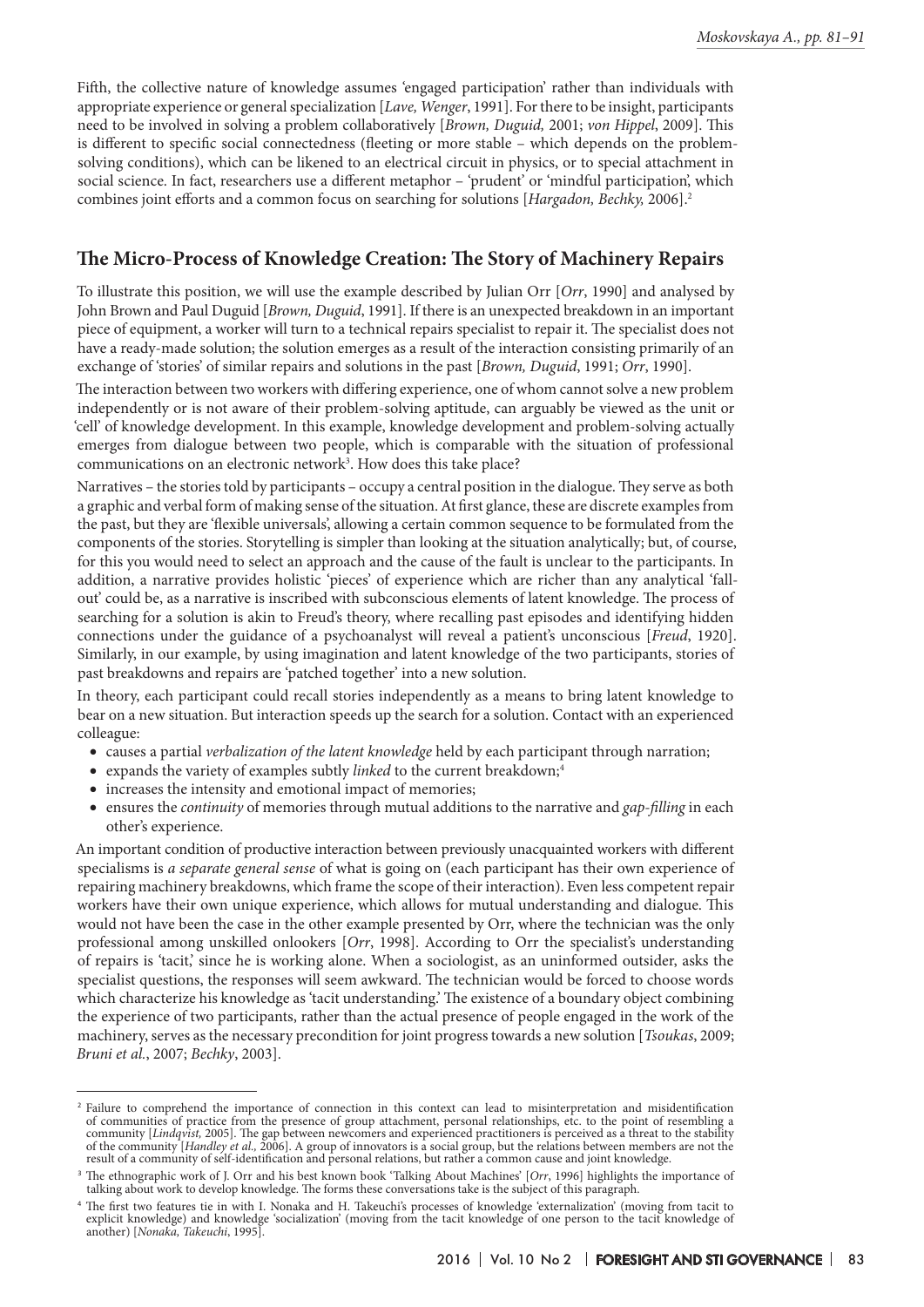Fifth, the collective nature of knowledge assumes 'engaged participation' rather than individuals with appropriate experience or general specialization [*Lave, Wenger*, 1991]. For there to be insight, participants need to be involved in solving a problem collaboratively [*Brown, Duguid,* 2001; *von Hippel*, 2009]. This is different to specific social connectedness (fleeting or more stable – which depends on the problem-solving conditions), which can be likened to an electrical circuit in physics, or to special attachment in social science. In fact, researchers use a different metaphor – 'prudent' or 'mindful participation', which combines joint efforts and a common focus on searching for solutions [*Hargadon, Bechky,* 2006].[2]

## The Micro-Process of Knowledge Creation: The Story of Machinery Repairs

To illustrate this position, we will use the example described by Julian Orr [*Orr*, 1990] and analysed by John Brown and Paul Duguid [*Brown, Duguid*, 1991]. If there is an unexpected breakdown in an important piece of equipment, a worker will turn to a technical repairs specialist to repair it. The specialist does not have a ready-made solution; the solution emerges as a result of the interaction consisting primarily of an exchange of 'stories' of similar repairs and solutions in the past [*Brown, Duguid*, 1991; *Orr*, 1990].

The interaction between two workers with differing experience, one of whom cannot solve a new problem independently or is not aware of their problem-solving aptitude, can arguably be viewed as the unit or 'cell' of knowledge development. In this example, knowledge development and problem-solving actually emerges from dialogue between two people, which is comparable with the situation of professional communications on an electronic network[3]. How does this take place?

Narratives – the stories told by participants – occupy a central position in the dialogue. They serve as both a graphic and verbal form of making sense of the situation. At first glance, these are discrete examples from the past, but they are 'flexible universals', allowing a certain common sequence to be formulated from the components of the stories. Storytelling is simpler than looking at the situation analytically; but, of course, for this you would need to select an approach and the cause of the fault is unclear to the participants. In addition, a narrative provides holistic 'pieces' of experience which are richer than any analytical 'fall-out' could be, as a narrative is inscribed with subconscious elements of latent knowledge. The process of searching for a solution is akin to Freud's theory, where recalling past episodes and identifying hidden connections under the guidance of a psychoanalyst will reveal a patient's unconscious [*Freud*, 1920]. Similarly, in our example, by using imagination and latent knowledge of the two participants, stories of past breakdowns and repairs are 'patched together' into a new solution.

In theory, each participant could recall stories independently as a means to bring latent knowledge to bear on a new situation. But interaction speeds up the search for a solution. Contact with an experienced colleague:

- causes a partial *verbalization of the latent knowledge* held by each participant through narration;
- expands the variety of examples subtly *linked* to the current breakdown;[4]
- increases the intensity and emotional impact of memories;
- ensures the *continuity* of memories through mutual additions to the narrative and *gap-filling* in each other's experience.

An important condition of productive interaction between previously unacquainted workers with different specialisms is *a separate general sense* of what is going on (each participant has their own experience of repairing machinery breakdowns, which frame the scope of their interaction). Even less competent repair workers have their own unique experience, which allows for mutual understanding and dialogue. This would not have been the case in the other example presented by Orr, where the technician was the only professional among unskilled onlookers [*Orr*, 1998]. According to Orr the specialist's understanding of repairs is 'tacit,' since he is working alone. When a sociologist, as an uninformed outsider, asks the specialist questions, the responses will seem awkward. The technician would be forced to choose words which characterize his knowledge as 'tacit understanding.' The existence of a boundary object combining the experience of two participants, rather than the actual presence of people engaged in the work of the machinery, serves as the necessary precondition for joint progress towards a new solution [*Tsoukas*, 2009; *Bruni et al.*, 2007; *Bechky*, 2003].

---

[2] Failure to comprehend the importance of connection in this context can lead to misinterpretation and misidentification of communities of practice from the presence of group attachment, personal relationships, etc. to the point of resembling a community [*Lindqvist,* 2005]. The gap between newcomers and experienced practitioners is perceived as a threat to the stability of the community [*Handley et al.,* 2006]. A group of innovators is a social group, but the relations between members are not the result of a community of self-identification and personal relations, but rather a common cause and joint knowledge.

[3] The ethnographic work of J. Orr and his best known book 'Talking About Machines' [*Orr*, 1996] highlights the importance of talking about work to develop knowledge. The forms these conversations take is the subject of this paragraph.

[4] The first two features tie in with I. Nonaka and H. Takeuchi's processes of knowledge 'externalization' (moving from tacit to explicit knowledge) and knowledge 'socialization' (moving from the tacit knowledge of one person to the tacit knowledge of another) [*Nonaka, Takeuchi*, 1995].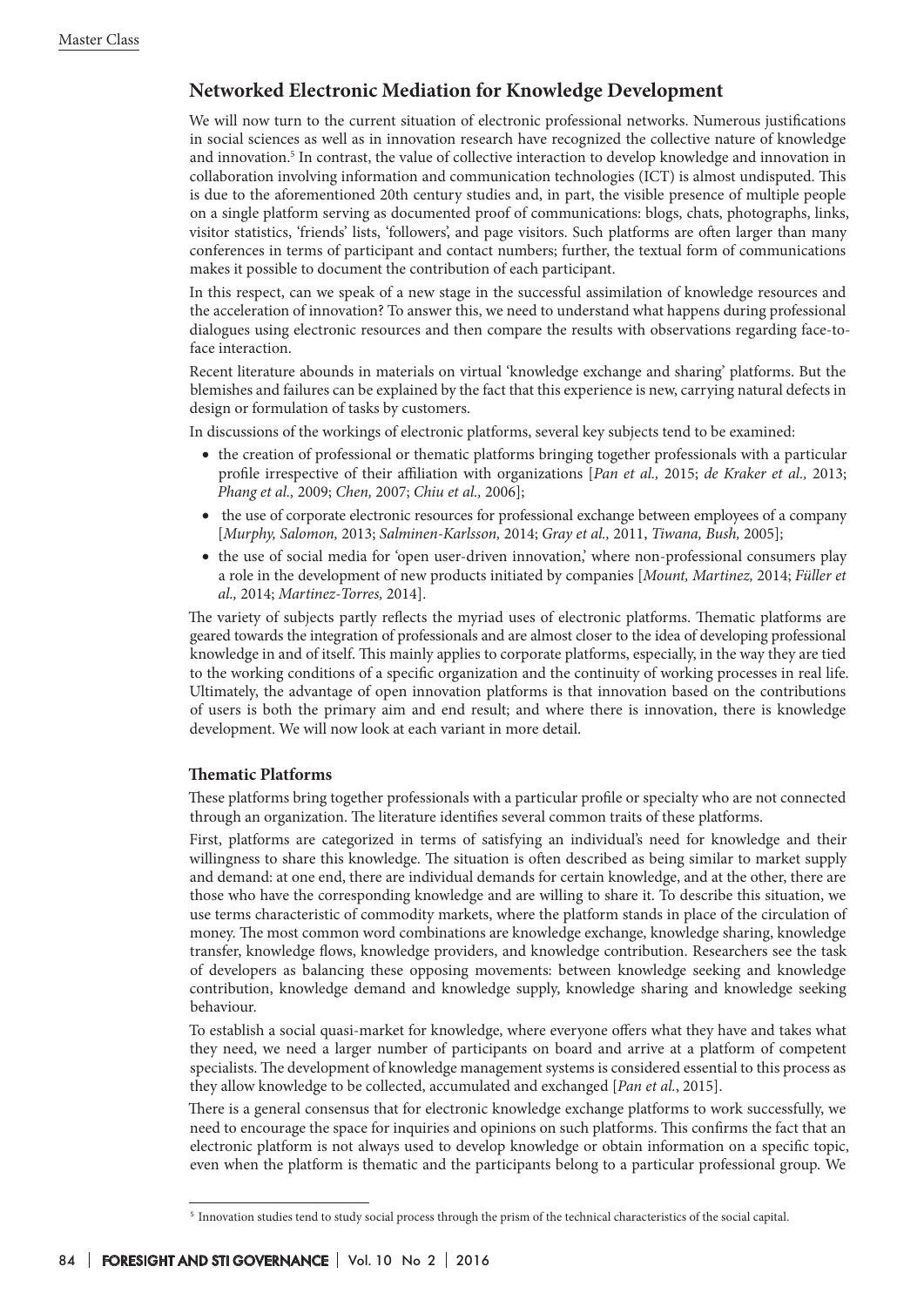## Networked Electronic Mediation for Knowledge Development

We will now turn to the current situation of electronic professional networks. Numerous justifications in social sciences as well as in innovation research have recognized the collective nature of knowledge and innovation.[5] In contrast, the value of collective interaction to develop knowledge and innovation in collaboration involving information and communication technologies (ICT) is almost undisputed. This is due to the aforementioned 20th century studies and, in part, the visible presence of multiple people on a single platform serving as documented proof of communications: blogs, chats, photographs, links, visitor statistics, 'friends' lists, 'followers', and page visitors. Such platforms are often larger than many conferences in terms of participant and contact numbers; further, the textual form of communications makes it possible to document the contribution of each participant.

In this respect, can we speak of a new stage in the successful assimilation of knowledge resources and the acceleration of innovation? To answer this, we need to understand what happens during professional dialogues using electronic resources and then compare the results with observations regarding face-to-face interaction.

Recent literature abounds in materials on virtual 'knowledge exchange and sharing' platforms. But the blemishes and failures can be explained by the fact that this experience is new, carrying natural defects in design or formulation of tasks by customers.

In discussions of the workings of electronic platforms, several key subjects tend to be examined:

- the creation of professional or thematic platforms bringing together professionals with a particular profile irrespective of their affiliation with organizations [*Pan et al.,* 2015; *de Kraker et al.,* 2013; *Phang et al.,* 2009; *Chen,* 2007; *Chiu et al.,* 2006];
- the use of corporate electronic resources for professional exchange between employees of a company [*Murphy, Salomon,* 2013; *Salminen-Karlsson,* 2014; *Gray et al.,* 2011, *Tiwana, Bush,* 2005];
- the use of social media for 'open user-driven innovation,' where non-professional consumers play a role in the development of new products initiated by companies [*Mount, Martinez,* 2014; *Füller et al.,* 2014; *Martinez-Torres,* 2014].

The variety of subjects partly reflects the myriad uses of electronic platforms. Thematic platforms are geared towards the integration of professionals and are almost closer to the idea of developing professional knowledge in and of itself. This mainly applies to corporate platforms, especially, in the way they are tied to the working conditions of a specific organization and the continuity of working processes in real life. Ultimately, the advantage of open innovation platforms is that innovation based on the contributions of users is both the primary aim and end result; and where there is innovation, there is knowledge development. We will now look at each variant in more detail.

### Thematic Platforms

These platforms bring together professionals with a particular profile or specialty who are not connected through an organization. The literature identifies several common traits of these platforms.

First, platforms are categorized in terms of satisfying an individual's need for knowledge and their willingness to share this knowledge. The situation is often described as being similar to market supply and demand: at one end, there are individual demands for certain knowledge, and at the other, there are those who have the corresponding knowledge and are willing to share it. To describe this situation, we use terms characteristic of commodity markets, where the platform stands in place of the circulation of money. The most common word combinations are knowledge exchange, knowledge sharing, knowledge transfer, knowledge flows, knowledge providers, and knowledge contribution. Researchers see the task of developers as balancing these opposing movements: between knowledge seeking and knowledge contribution, knowledge demand and knowledge supply, knowledge sharing and knowledge seeking behaviour.

To establish a social quasi-market for knowledge, where everyone offers what they have and takes what they need, we need a larger number of participants on board and arrive at a platform of competent specialists. The development of knowledge management systems is considered essential to this process as they allow knowledge to be collected, accumulated and exchanged [*Pan et al.*, 2015].

There is a general consensus that for electronic knowledge exchange platforms to work successfully, we need to encourage the space for inquiries and opinions on such platforms. This confirms the fact that an electronic platform is not always used to develop knowledge or obtain information on a specific topic, even when the platform is thematic and the participants belong to a particular professional group. We

---

[5] Innovation studies tend to study social process through the prism of the technical characteristics of the social capital.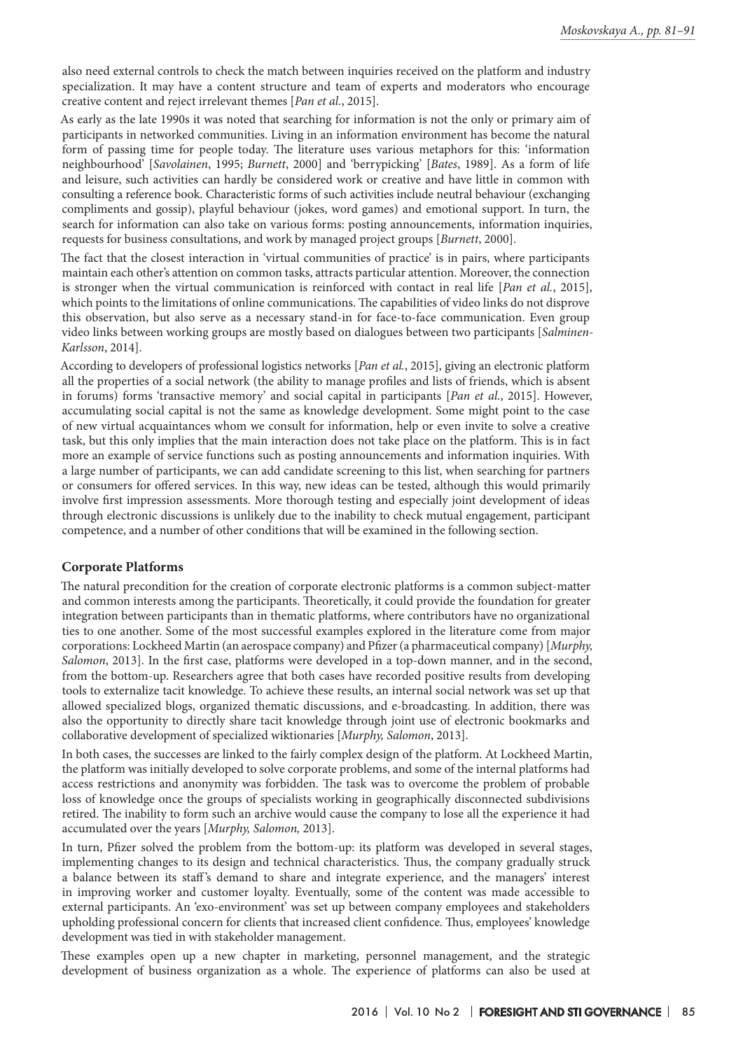also need external controls to check the match between inquiries received on the platform and industry specialization. It may have a content structure and team of experts and moderators who encourage creative content and reject irrelevant themes [*Pan et al.*, 2015].

As early as the late 1990s it was noted that searching for information is not the only or primary aim of participants in networked communities. Living in an information environment has become the natural form of passing time for people today. The literature uses various metaphors for this: 'information neighbourhood' [*Savolainen*, 1995; *Burnett*, 2000] and 'berrypicking' [*Bates*, 1989]. As a form of life and leisure, such activities can hardly be considered work or creative and have little in common with consulting a reference book. Characteristic forms of such activities include neutral behaviour (exchanging compliments and gossip), playful behaviour (jokes, word games) and emotional support. In turn, the search for information can also take on various forms: posting announcements, information inquiries, requests for business consultations, and work by managed project groups [*Burnett*, 2000].

The fact that the closest interaction in 'virtual communities of practice' is in pairs, where participants maintain each other's attention on common tasks, attracts particular attention. Moreover, the connection is stronger when the virtual communication is reinforced with contact in real life [*Pan et al.*, 2015], which points to the limitations of online communications. The capabilities of video links do not disprove this observation, but also serve as a necessary stand-in for face-to-face communication. Even group video links between working groups are mostly based on dialogues between two participants [*Salminen-Karlsson*, 2014].

According to developers of professional logistics networks [*Pan et al.*, 2015], giving an electronic platform all the properties of a social network (the ability to manage profiles and lists of friends, which is absent in forums) forms 'transactive memory' and social capital in participants [*Pan et al.*, 2015]. However, accumulating social capital is not the same as knowledge development. Some might point to the case of new virtual acquaintances whom we consult for information, help or even invite to solve a creative task, but this only implies that the main interaction does not take place on the platform. This is in fact more an example of service functions such as posting announcements and information inquiries. With a large number of participants, we can add candidate screening to this list, when searching for partners or consumers for offered services. In this way, new ideas can be tested, although this would primarily involve first impression assessments. More thorough testing and especially joint development of ideas through electronic discussions is unlikely due to the inability to check mutual engagement, participant competence, and a number of other conditions that will be examined in the following section.

## Corporate Platforms

The natural precondition for the creation of corporate electronic platforms is a common subject-matter and common interests among the participants. Theoretically, it could provide the foundation for greater integration between participants than in thematic platforms, where contributors have no organizational ties to one another. Some of the most successful examples explored in the literature come from major corporations: Lockheed Martin (an aerospace company) and Pfizer (a pharmaceutical company) [*Murphy, Salomon*, 2013]. In the first case, platforms were developed in a top-down manner, and in the second, from the bottom-up. Researchers agree that both cases have recorded positive results from developing tools to externalize tacit knowledge. To achieve these results, an internal social network was set up that allowed specialized blogs, organized thematic discussions, and e-broadcasting. In addition, there was also the opportunity to directly share tacit knowledge through joint use of electronic bookmarks and collaborative development of specialized wiktionaries [*Murphy, Salomon*, 2013].

In both cases, the successes are linked to the fairly complex design of the platform. At Lockheed Martin, the platform was initially developed to solve corporate problems, and some of the internal platforms had access restrictions and anonymity was forbidden. The task was to overcome the problem of probable loss of knowledge once the groups of specialists working in geographically disconnected subdivisions retired. The inability to form such an archive would cause the company to lose all the experience it had accumulated over the years [*Murphy, Salomon,* 2013].

In turn, Pfizer solved the problem from the bottom-up: its platform was developed in several stages, implementing changes to its design and technical characteristics. Thus, the company gradually struck a balance between its staff's demand to share and integrate experience, and the managers' interest in improving worker and customer loyalty. Eventually, some of the content was made accessible to external participants. An 'exo-environment' was set up between company employees and stakeholders upholding professional concern for clients that increased client confidence. Thus, employees' knowledge development was tied in with stakeholder management.

These examples open up a new chapter in marketing, personnel management, and the strategic development of business organization as a whole. The experience of platforms can also be used at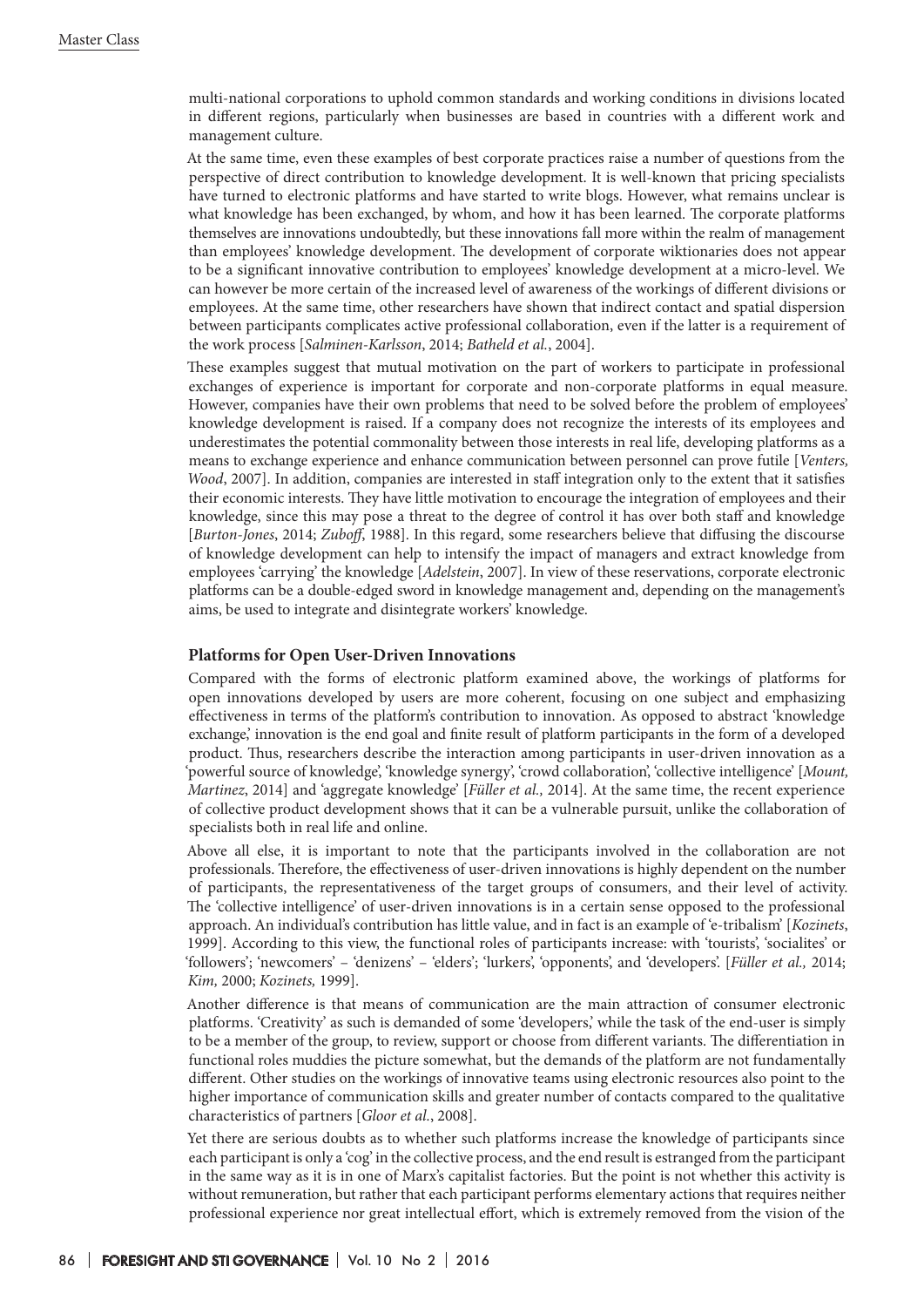multi-national corporations to uphold common standards and working conditions in divisions located in different regions, particularly when businesses are based in countries with a different work and management culture.

At the same time, even these examples of best corporate practices raise a number of questions from the perspective of direct contribution to knowledge development. It is well-known that pricing specialists have turned to electronic platforms and have started to write blogs. However, what remains unclear is what knowledge has been exchanged, by whom, and how it has been learned. The corporate platforms themselves are innovations undoubtedly, but these innovations fall more within the realm of management than employees' knowledge development. The development of corporate wiktionaries does not appear to be a significant innovative contribution to employees' knowledge development at a micro-level. We can however be more certain of the increased level of awareness of the workings of different divisions or employees. At the same time, other researchers have shown that indirect contact and spatial dispersion between participants complicates active professional collaboration, even if the latter is a requirement of the work process [*Salminen-Karlsson*, 2014; *Batheld et al.*, 2004].

These examples suggest that mutual motivation on the part of workers to participate in professional exchanges of experience is important for corporate and non-corporate platforms in equal measure. However, companies have their own problems that need to be solved before the problem of employees' knowledge development is raised. If a company does not recognize the interests of its employees and underestimates the potential commonality between those interests in real life, developing platforms as a means to exchange experience and enhance communication between personnel can prove futile [*Venters, Wood*, 2007]. In addition, companies are interested in staff integration only to the extent that it satisfies their economic interests. They have little motivation to encourage the integration of employees and their knowledge, since this may pose a threat to the degree of control it has over both staff and knowledge [*Burton-Jones*, 2014; *Zuboff*, 1988]. In this regard, some researchers believe that diffusing the discourse of knowledge development can help to intensify the impact of managers and extract knowledge from employees 'carrying' the knowledge [*Adelstein*, 2007]. In view of these reservations, corporate electronic platforms can be a double-edged sword in knowledge management and, depending on the management's aims, be used to integrate and disintegrate workers' knowledge.

### Platforms for Open User-Driven Innovations

Compared with the forms of electronic platform examined above, the workings of platforms for open innovations developed by users are more coherent, focusing on one subject and emphasizing effectiveness in terms of the platform's contribution to innovation. As opposed to abstract 'knowledge exchange,' innovation is the end goal and finite result of platform participants in the form of a developed product. Thus, researchers describe the interaction among participants in user-driven innovation as a 'powerful source of knowledge', 'knowledge synergy', 'crowd collaboration', 'collective intelligence' [*Mount, Martinez*, 2014] and 'aggregate knowledge' [*Füller et al.,* 2014]. At the same time, the recent experience of collective product development shows that it can be a vulnerable pursuit, unlike the collaboration of specialists both in real life and online.

Above all else, it is important to note that the participants involved in the collaboration are not professionals. Therefore, the effectiveness of user-driven innovations is highly dependent on the number of participants, the representativeness of the target groups of consumers, and their level of activity. The 'collective intelligence' of user-driven innovations is in a certain sense opposed to the professional approach. An individual's contribution has little value, and in fact is an example of 'e-tribalism' [*Kozinets*, 1999]. According to this view, the functional roles of participants increase: with 'tourists', 'socialites' or 'followers'; 'newcomers' – 'denizens' – 'elders'; 'lurkers', 'opponents', and 'developers'. [*Füller et al.,* 2014; *Kim,* 2000; *Kozinets,* 1999].

Another difference is that means of communication are the main attraction of consumer electronic platforms. 'Creativity' as such is demanded of some 'developers,' while the task of the end-user is simply to be a member of the group, to review, support or choose from different variants. The differentiation in functional roles muddies the picture somewhat, but the demands of the platform are not fundamentally different. Other studies on the workings of innovative teams using electronic resources also point to the higher importance of communication skills and greater number of contacts compared to the qualitative characteristics of partners [*Gloor et al.*, 2008].

Yet there are serious doubts as to whether such platforms increase the knowledge of participants since each participant is only a 'cog' in the collective process, and the end result is estranged from the participant in the same way as it is in one of Marx's capitalist factories. But the point is not whether this activity is without remuneration, but rather that each participant performs elementary actions that requires neither professional experience nor great intellectual effort, which is extremely removed from the vision of the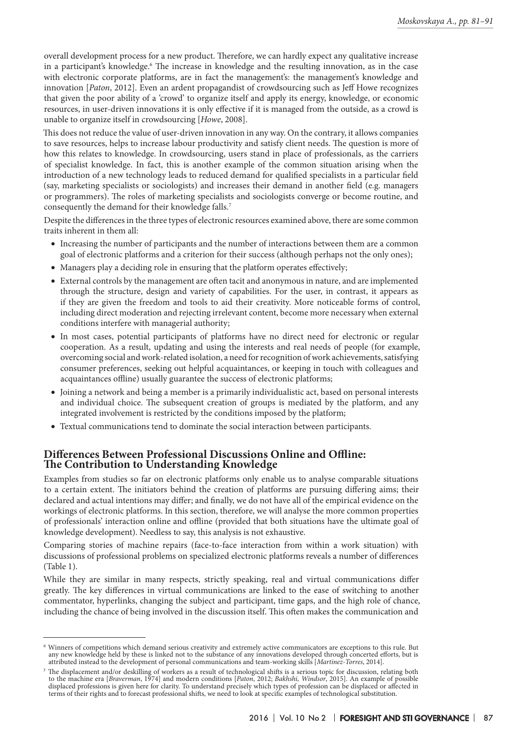overall development process for a new product. Therefore, we can hardly expect any qualitative increase in a participant's knowledge.[6] The increase in knowledge and the resulting innovation, as in the case with electronic corporate platforms, are in fact the management's: the management's knowledge and innovation [*Paton*, 2012]. Even an ardent propagandist of crowdsourcing such as Jeff Howe recognizes that given the poor ability of a 'crowd' to organize itself and apply its energy, knowledge, or economic resources, in user-driven innovations it is only effective if it is managed from the outside, as a crowd is unable to organize itself in crowdsourcing [*Howe*, 2008].

This does not reduce the value of user-driven innovation in any way. On the contrary, it allows companies to save resources, helps to increase labour productivity and satisfy client needs. The question is more of how this relates to knowledge. In crowdsourcing, users stand in place of professionals, as the carriers of specialist knowledge. In fact, this is another example of the common situation arising when the introduction of a new technology leads to reduced demand for qualified specialists in a particular field (say, marketing specialists or sociologists) and increases their demand in another field (e.g. managers or programmers). The roles of marketing specialists and sociologists converge or become routine, and consequently the demand for their knowledge falls.[7]

Despite the differences in the three types of electronic resources examined above, there are some common traits inherent in them all:

- Increasing the number of participants and the number of interactions between them are a common goal of electronic platforms and a criterion for their success (although perhaps not the only ones);
- Managers play a deciding role in ensuring that the platform operates effectively;
- External controls by the management are often tacit and anonymous in nature, and are implemented through the structure, design and variety of capabilities. For the user, in contrast, it appears as if they are given the freedom and tools to aid their creativity. More noticeable forms of control, including direct moderation and rejecting irrelevant content, become more necessary when external conditions interfere with managerial authority;
- In most cases, potential participants of platforms have no direct need for electronic or regular cooperation. As a result, updating and using the interests and real needs of people (for example, overcoming social and work-related isolation, a need for recognition of work achievements, satisfying consumer preferences, seeking out helpful acquaintances, or keeping in touch with colleagues and acquaintances offline) usually guarantee the success of electronic platforms;
- Joining a network and being a member is a primarily individualistic act, based on personal interests and individual choice. The subsequent creation of groups is mediated by the platform, and any integrated involvement is restricted by the conditions imposed by the platform;
- Textual communications tend to dominate the social interaction between participants.

## Differences Between Professional Discussions Online and Offline: The Contribution to Understanding Knowledge

Examples from studies so far on electronic platforms only enable us to analyse comparable situations to a certain extent. The initiators behind the creation of platforms are pursuing differing aims; their declared and actual intentions may differ; and finally, we do not have all of the empirical evidence on the workings of electronic platforms. In this section, therefore, we will analyse the more common properties of professionals' interaction online and offline (provided that both situations have the ultimate goal of knowledge development). Needless to say, this analysis is not exhaustive.

Comparing stories of machine repairs (face-to-face interaction from within a work situation) with discussions of professional problems on specialized electronic platforms reveals a number of differences (Table 1).

While they are similar in many respects, strictly speaking, real and virtual communications differ greatly. The key differences in virtual communications are linked to the ease of switching to another commentator, hyperlinks, changing the subject and participant, time gaps, and the high role of chance, including the chance of being involved in the discussion itself. This often makes the communication and

---

[6] Winners of competitions which demand serious creativity and extremely active communicators are exceptions to this rule. But any new knowledge held by these is linked not to the substance of any innovations developed through concerted efforts, but is attributed instead to the development of personal communications and team-working skills [*Martinez-Torres*, 2014].

[7] The displacement and/or deskilling of workers as a result of technological shifts is a serious topic for discussion, relating both to the machine era [*Braverman*, 1974] and modern conditions [*Paton*, 2012; *Bakhshi, Windsor*, 2015]. An example of possible displaced professions is given here for clarity. To understand precisely which types of profession can be displaced or affected in terms of their rights and to forecast professional shifts, we need to look at specific examples of technological substitution.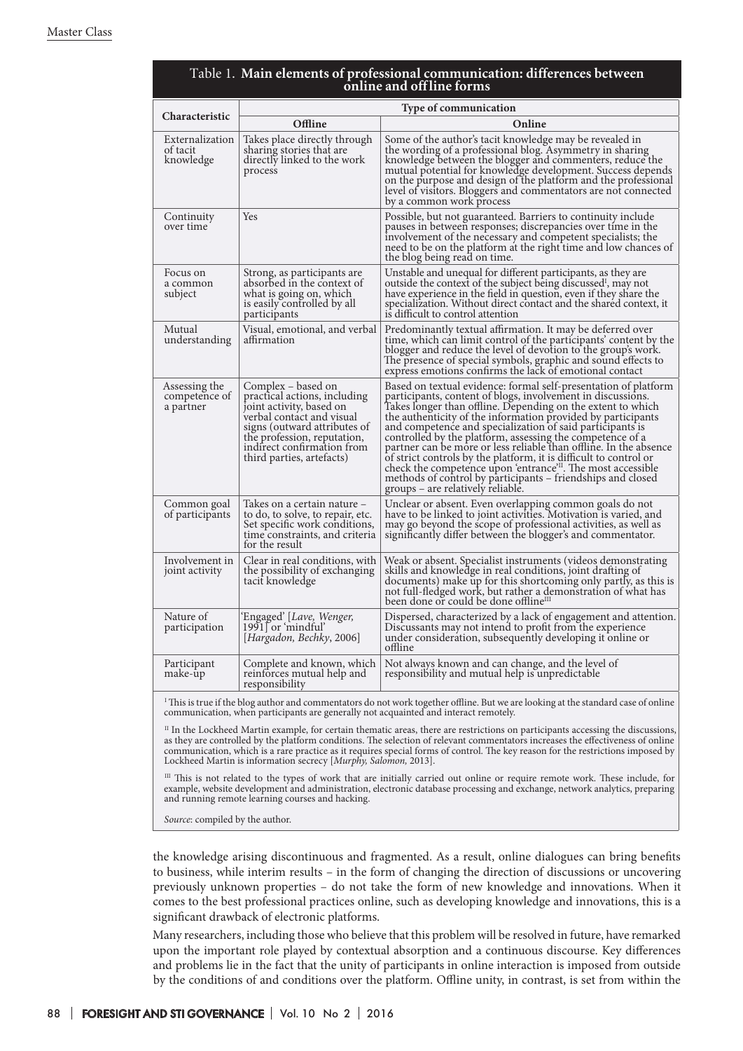Table 1. **Main elements of professional communication: differences between online and offline forms**

| Characteristic | Type of communication | |
|---|---|---|
| | **Offline** | **Online** |
| Externalization of tacit knowledge | Takes place directly through sharing stories that are directly linked to the work process | Some of the author's tacit knowledge may be revealed in the wording of a professional blog. Asymmetry in sharing knowledge between the blogger and commenters, reduce the mutual potential for knowledge development. Success depends on the purpose and design of the platform and the professional level of visitors. Bloggers and commentators are not connected by a common work process |
| Continuity over time | Yes | Possible, but not guaranteed. Barriers to continuity include pauses in between responses; discrepancies over time in the involvement of the necessary and competent specialists; the need to be on the platform at the right time and low chances of the blog being read on time. |
| Focus on a common subject | Strong, as participants are absorbed in the context of what is going on, which is easily controlled by all participants | Unstable and unequal for different participants, as they are outside the context of the subject being discussed[I], may not have experience in the field in question, even if they share the specialization. Without direct contact and the shared context, it is difficult to control attention |
| Mutual understanding | Visual, emotional, and verbal affirmation | Predominantly textual affirmation. It may be deferred over time, which can limit control of the participants' content by the blogger and reduce the level of devotion to the group's work. The presence of special symbols, graphic and sound effects to express emotions confirms the lack of emotional contact |
| Assessing the competence of a partner | Complex – based on practical actions, including joint activity, based on verbal contact and visual signs (outward attributes of the profession, reputation, indirect confirmation from third parties, artefacts) | Based on textual evidence: formal self-presentation of platform participants, content of blogs, involvement in discussions. Takes longer than offline. Depending on the extent to which the authenticity of the information provided by participants and competence and specialization of said participants is controlled by the platform, assessing the competence of a partner can be more or less reliable than offline. In the absence of strict controls by the platform, it is difficult to control or check the competence upon 'entrance'[II]. The most accessible methods of control by participants – friendships and closed groups – are relatively reliable. |
| Common goal of participants | Takes on a certain nature – to do, to solve, to repair, etc. Set specific work conditions, time constraints, and criteria for the result | Unclear or absent. Even overlapping common goals do not have to be linked to joint activities. Motivation is varied, and may go beyond the scope of professional activities, as well as significantly differ between the blogger's and commentator. |
| Involvement in joint activity | Clear in real conditions, with the possibility of exchanging tacit knowledge | Weak or absent. Specialist instruments (videos demonstrating skills and knowledge in real conditions, joint drafting of documents) make up for this shortcoming only partly, as this is not full-fledged work, but rather a demonstration of what has been done or could be done offline[III] |
| Nature of participation | 'Engaged' [*Lave, Wenger,* 1991] or 'mindful' [*Hargadon, Bechky*, 2006] | Dispersed, characterized by a lack of engagement and attention. Discussants may not intend to profit from the experience under consideration, subsequently developing it online or offline |
| Participant make-up | Complete and known, which reinforces mutual help and responsibility | Not always known and can change, and the level of responsibility and mutual help is unpredictable |

[I] This is true if the blog author and commentators do not work together offline. But we are looking at the standard case of online communication, when participants are generally not acquainted and interact remotely.

[II] In the Lockheed Martin example, for certain thematic areas, there are restrictions on participants accessing the discussions, as they are controlled by the platform conditions. The selection of relevant commentators increases the effectiveness of online communication, which is a rare practice as it requires special forms of control. The key reason for the restrictions imposed by Lockheed Martin is information secrecy [*Murphy, Salomon,* 2013].

[III] This is not related to the types of work that are initially carried out online or require remote work. These include, for example, website development and administration, electronic database processing and exchange, network analytics, preparing and running remote learning courses and hacking.

*Source*: compiled by the author.

the knowledge arising discontinuous and fragmented. As a result, online dialogues can bring benefits to business, while interim results – in the form of changing the direction of discussions or uncovering previously unknown properties – do not take the form of new knowledge and innovations. When it comes to the best professional practices online, such as developing knowledge and innovations, this is a significant drawback of electronic platforms.

Many researchers, including those who believe that this problem will be resolved in future, have remarked upon the important role played by contextual absorption and a continuous discourse. Key differences and problems lie in the fact that the unity of participants in online interaction is imposed from outside by the conditions of and conditions over the platform. Offline unity, in contrast, is set from within the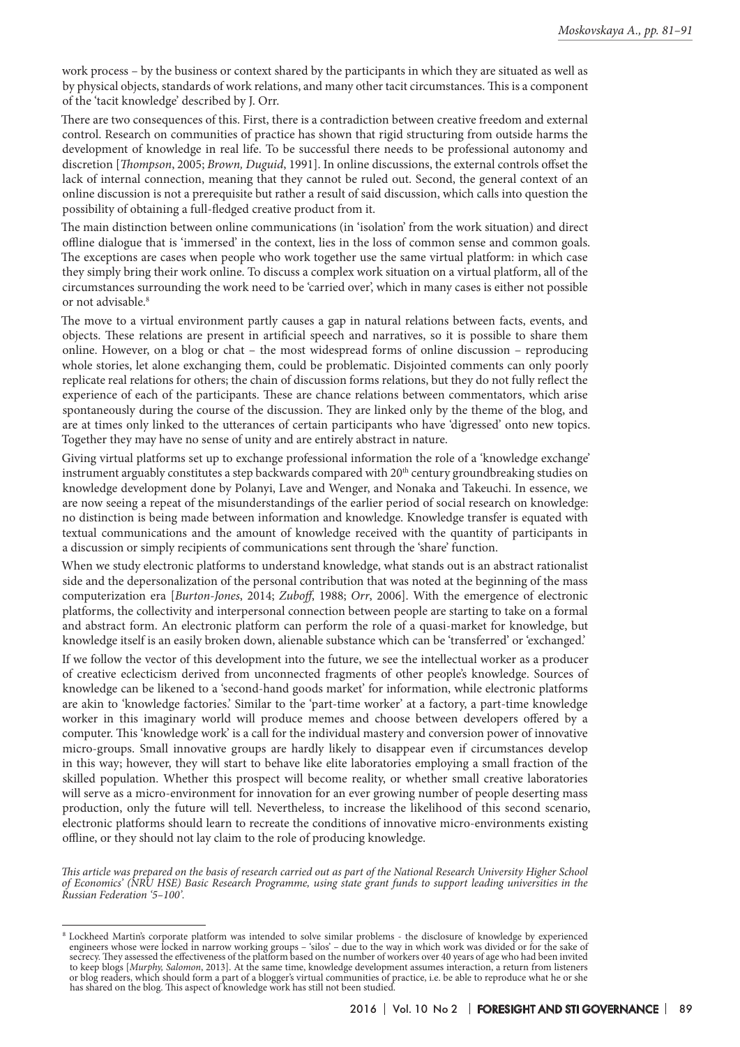work process – by the business or context shared by the participants in which they are situated as well as by physical objects, standards of work relations, and many other tacit circumstances. This is a component of the 'tacit knowledge' described by J. Orr.

There are two consequences of this. First, there is a contradiction between creative freedom and external control. Research on communities of practice has shown that rigid structuring from outside harms the development of knowledge in real life. To be successful there needs to be professional autonomy and discretion [*Thompson*, 2005; *Brown, Duguid*, 1991]. In online discussions, the external controls offset the lack of internal connection, meaning that they cannot be ruled out. Second, the general context of an online discussion is not a prerequisite but rather a result of said discussion, which calls into question the possibility of obtaining a full-fledged creative product from it.

The main distinction between online communications (in 'isolation' from the work situation) and direct offline dialogue that is 'immersed' in the context, lies in the loss of common sense and common goals. The exceptions are cases when people who work together use the same virtual platform: in which case they simply bring their work online. To discuss a complex work situation on a virtual platform, all of the circumstances surrounding the work need to be 'carried over', which in many cases is either not possible or not advisable.[8]

The move to a virtual environment partly causes a gap in natural relations between facts, events, and objects. These relations are present in artificial speech and narratives, so it is possible to share them online. However, on a blog or chat – the most widespread forms of online discussion – reproducing whole stories, let alone exchanging them, could be problematic. Disjointed comments can only poorly replicate real relations for others; the chain of discussion forms relations, but they do not fully reflect the experience of each of the participants. These are chance relations between commentators, which arise spontaneously during the course of the discussion. They are linked only by the theme of the blog, and are at times only linked to the utterances of certain participants who have 'digressed' onto new topics. Together they may have no sense of unity and are entirely abstract in nature.

Giving virtual platforms set up to exchange professional information the role of a 'knowledge exchange' instrument arguably constitutes a step backwards compared with 20th century groundbreaking studies on knowledge development done by Polanyi, Lave and Wenger, and Nonaka and Takeuchi. In essence, we are now seeing a repeat of the misunderstandings of the earlier period of social research on knowledge: no distinction is being made between information and knowledge. Knowledge transfer is equated with textual communications and the amount of knowledge received with the quantity of participants in a discussion or simply recipients of communications sent through the 'share' function.

When we study electronic platforms to understand knowledge, what stands out is an abstract rationalist side and the depersonalization of the personal contribution that was noted at the beginning of the mass computerization era [*Burton-Jones*, 2014; *Zuboff*, 1988; *Orr*, 2006]. With the emergence of electronic platforms, the collectivity and interpersonal connection between people are starting to take on a formal and abstract form. An electronic platform can perform the role of a quasi-market for knowledge, but knowledge itself is an easily broken down, alienable substance which can be 'transferred' or 'exchanged.'

If we follow the vector of this development into the future, we see the intellectual worker as a producer of creative eclecticism derived from unconnected fragments of other people's knowledge. Sources of knowledge can be likened to a 'second-hand goods market' for information, while electronic platforms are akin to 'knowledge factories.' Similar to the 'part-time worker' at a factory, a part-time knowledge worker in this imaginary world will produce memes and choose between developers offered by a computer. This 'knowledge work' is a call for the individual mastery and conversion power of innovative micro-groups. Small innovative groups are hardly likely to disappear even if circumstances develop in this way; however, they will start to behave like elite laboratories employing a small fraction of the skilled population. Whether this prospect will become reality, or whether small creative laboratories will serve as a micro-environment for innovation for an ever growing number of people deserting mass production, only the future will tell. Nevertheless, to increase the likelihood of this second scenario, electronic platforms should learn to recreate the conditions of innovative micro-environments existing offline, or they should not lay claim to the role of producing knowledge.

*This article was prepared on the basis of research carried out as part of the National Research University Higher School of Economics' (NRU HSE) Basic Research Programme, using state grant funds to support leading universities in the Russian Federation '5–100'.*

---

[8] Lockheed Martin's corporate platform was intended to solve similar problems - the disclosure of knowledge by experienced engineers whose were locked in narrow working groups – 'silos' – due to the way in which work was divided or for the sake of secrecy. They assessed the effectiveness of the platform based on the number of workers over 40 years of age who had been invited to keep blogs [*Murphy, Salomon*, 2013]. At the same time, knowledge development assumes interaction, a return from listeners or blog readers, which should form a part of a blogger's virtual communities of practice, i.e. be able to reproduce what he or she has shared on the blog. This aspect of knowledge work has still not been studied.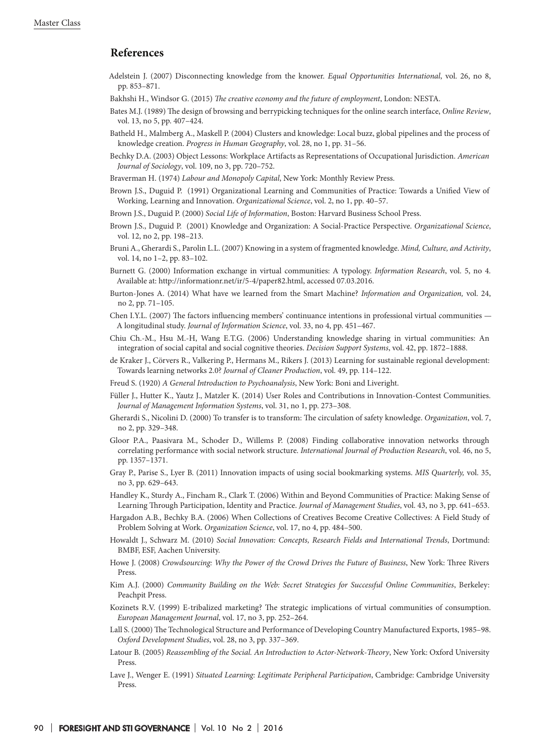## References

Adelstein J. (2007) Disconnecting knowledge from the knower. *Equal Opportunities International*, vol. 26, no 8, pp. 853–871.

Bakhshi H., Windsor G. (2015) *The creative economy and the future of employment*, London: NESTA.

Bates M.J. (1989) The design of browsing and berrypicking techniques for the online search interface, *Online Review*, vol. 13, no 5, pp. 407–424.

Batheld H., Malmberg A., Maskell P. (2004) Clusters and knowledge: Local buzz, global pipelines and the process of knowledge creation. *Progress in Human Geography*, vol. 28, no 1, pp. 31–56.

Bechky D.A. (2003) Object Lessons: Workplace Artifacts as Representations of Occupational Jurisdiction. *American Journal of Sociology*, vol. 109, no 3, pp. 720–752.

Braverman H. (1974) *Labour and Monopoly Capital*, New York: Monthly Review Press.

Brown J.S., Duguid P. (1991) Organizational Learning and Communities of Practice: Towards a Unified View of Working, Learning and Innovation. *Organizational Science*, vol. 2, no 1, pp. 40–57.

Brown J.S., Duguid P. (2000) *Social Life of Information*, Boston: Harvard Business School Press.

Brown J.S., Duguid P. (2001) Knowledge and Organization: A Social-Practice Perspective. *Organizational Science*, vol. 12, no 2, pp. 198–213.

Bruni A., Gherardi S., Parolin L.L. (2007) Knowing in a system of fragmented knowledge. *Mind, Culture, and Activity*, vol. 14, no 1–2, pp. 83–102.

Burnett G. (2000) Information exchange in virtual communities: A typology. *Information Research*, vol. 5, no 4. Available at: http://informationr.net/ir/5-4/paper82.html, accessed 07.03.2016.

Burton-Jones A. (2014) What have we learned from the Smart Machine? *Information and Organization,* vol. 24, no 2, pp. 71–105.

Chen I.Y.L. (2007) The factors influencing members' continuance intentions in professional virtual communities — A longitudinal study. *Journal of Information Science*, vol. 33, no 4, pp. 451–467.

Chiu Ch.-M., Hsu M.-H, Wang E.T.G. (2006) Understanding knowledge sharing in virtual communities: An integration of social capital and social cognitive theories. *Decision Support Systems*, vol. 42, pp. 1872–1888.

de Kraker J., Cörvers R., Valkering P., Hermans M., Rikers J. (2013) Learning for sustainable regional development: Towards learning networks 2.0? *Journal of Cleaner Production*, vol. 49, pp. 114–122.

Freud S. (1920) *A General Introduction to Psychoanalysis*, New York: Boni and Liveright.

Füller J., Hutter K., Yautz J., Matzler K. (2014) User Roles and Contributions in Innovation-Contest Communities. *Journal of Management Information Systems*, vol. 31, no 1, pp. 273–308.

Gherardi S., Nicolini D. (2000) To transfer is to transform: The circulation of safety knowledge. *Organization*, vol. 7, no 2, pp. 329–348.

Gloor P.A., Paasivara M., Schoder D., Willems P. (2008) Finding collaborative innovation networks through correlating performance with social network structure. *International Journal of Production Research*, vol. 46, no 5, pp. 1357–1371.

Gray P., Parise S., Lyer B. (2011) Innovation impacts of using social bookmarking systems. *MIS Quarterly,* vol. 35, no 3, pp. 629–643.

Handley K., Sturdy A., Fincham R., Clark T. (2006) Within and Beyond Communities of Practice: Making Sense of Learning Through Participation, Identity and Practice. *Journal of Management Studies*, vol. 43, no 3, pp. 641–653.

Hargadon A.B., Bechky B.A. (2006) When Collections of Creatives Become Creative Collectives: A Field Study of Problem Solving at Work. *Organization Science*, vol. 17, no 4, pp. 484–500.

Howaldt J., Schwarz M. (2010) *Social Innovation: Concepts, Research Fields and International Trends*, Dortmund: BMBF, ESF, Aachen University.

Howe J. (2008) *Crowdsourcing: Why the Power of the Crowd Drives the Future of Business*, New York: Three Rivers Press.

Kim A.J. (2000) *Community Building on the Web: Secret Strategies for Successful Online Communities*, Berkeley: Peachpit Press.

Kozinets R.V. (1999) E-tribalized marketing? The strategic implications of virtual communities of consumption. *European Management Journal*, vol. 17, no 3, pp. 252–264.

Lall S. (2000) The Technological Structure and Performance of Developing Country Manufactured Exports, 1985–98. *Oxford Development Studies*, vol. 28, no 3, pp. 337–369.

Latour B. (2005) *Reassembling of the Social. An Introduction to Actor-Network-Theory*, New York: Oxford University Press.

Lave J., Wenger E. (1991) *Situated Learning: Legitimate Peripheral Participation*, Cambridge: Cambridge University Press.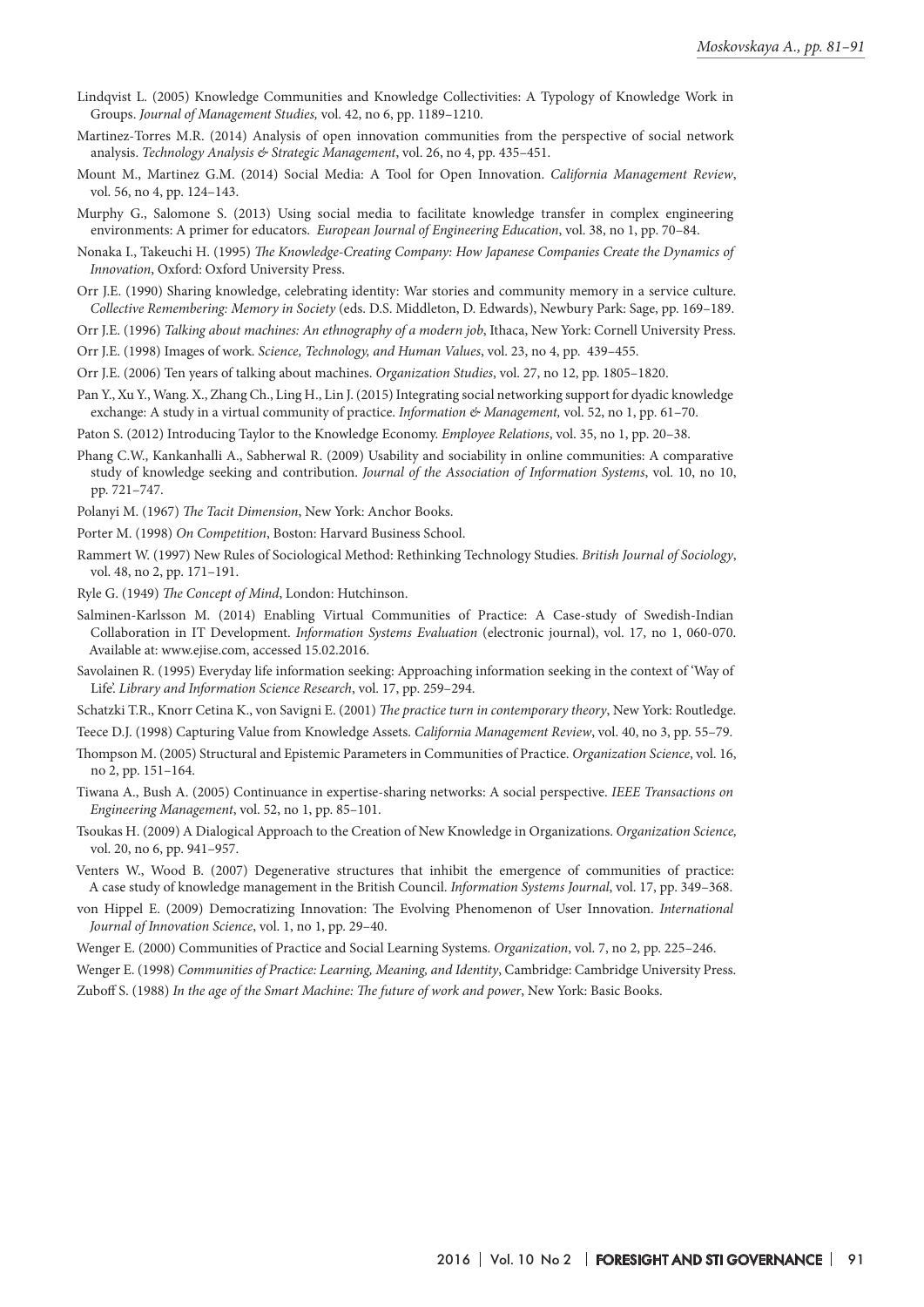Lindqvist L. (2005) Knowledge Communities and Knowledge Collectivities: A Typology of Knowledge Work in Groups. *Journal of Management Studies,* vol. 42, no 6, pp. 1189–1210.

Martinez-Torres M.R. (2014) Analysis of open innovation communities from the perspective of social network analysis. *Technology Analysis & Strategic Management*, vol. 26, no 4, pp. 435–451.

Mount M., Martinez G.M. (2014) Social Media: A Tool for Open Innovation. *California Management Review*, vol. 56, no 4, pp. 124–143.

Murphy G., Salomone S. (2013) Using social media to facilitate knowledge transfer in complex engineering environments: A primer for educators. *European Journal of Engineering Education*, vol. 38, no 1, pp. 70–84.

Nonaka I., Takeuchi H. (1995) *The Knowledge-Creating Company: How Japanese Companies Create the Dynamics of Innovation*, Oxford: Oxford University Press.

Orr J.E. (1990) Sharing knowledge, celebrating identity: War stories and community memory in a service culture. *Collective Remembering: Memory in Society* (eds. D.S. Middleton, D. Edwards), Newbury Park: Sage, pp. 169–189.

Orr J.E. (1996) *Talking about machines: An ethnography of a modern job*, Ithaca, New York: Cornell University Press.

Orr J.E. (1998) Images of work. *Science, Technology, and Human Values*, vol. 23, no 4, pp. 439–455.

Orr J.E. (2006) Ten years of talking about machines. *Organization Studies*, vol. 27, no 12, pp. 1805–1820.

Pan Y., Xu Y., Wang. X., Zhang Ch., Ling H., Lin J. (2015) Integrating social networking support for dyadic knowledge exchange: A study in a virtual community of practice. *Information & Management,* vol. 52, no 1, pp. 61–70.

Paton S. (2012) Introducing Taylor to the Knowledge Economy. *Employee Relations*, vol. 35, no 1, pp. 20–38.

Phang C.W., Kankanhalli A., Sabherwal R. (2009) Usability and sociability in online communities: A comparative study of knowledge seeking and contribution. *Journal of the Association of Information Systems*, vol. 10, no 10, pp. 721–747.

Polanyi M. (1967) *The Tacit Dimension*, New York: Anchor Books.

Porter M. (1998) *On Competition*, Boston: Harvard Business School.

Rammert W. (1997) New Rules of Sociological Method: Rethinking Technology Studies. *British Journal of Sociology*, vol. 48, no 2, pp. 171–191.

Ryle G. (1949) *The Concept of Mind*, London: Hutchinson.

Salminen-Karlsson M. (2014) Enabling Virtual Communities of Practice: A Case-study of Swedish-Indian Collaboration in IT Development. *Information Systems Evaluation* (electronic journal), vol. 17, no 1, 060-070. Available at: www.ejise.com, accessed 15.02.2016.

Savolainen R. (1995) Everyday life information seeking: Approaching information seeking in the context of 'Way of Life'. *Library and Information Science Research*, vol. 17, pp. 259–294.

Schatzki T.R., Knorr Cetina K., von Savigni E. (2001) *The practice turn in contemporary theory*, New York: Routledge.

Teece D.J. (1998) Capturing Value from Knowledge Assets. *California Management Review*, vol. 40, no 3, pp. 55–79.

Thompson M. (2005) Structural and Epistemic Parameters in Communities of Practice. *Organization Science*, vol. 16, no 2, pp. 151–164.

Tiwana A., Bush A. (2005) Continuance in expertise-sharing networks: A social perspective. *IEEE Transactions on Engineering Management*, vol. 52, no 1, pp. 85–101.

Tsoukas H. (2009) A Dialogical Approach to the Creation of New Knowledge in Organizations. *Organization Science,* vol. 20, no 6, pp. 941–957.

Venters W., Wood B. (2007) Degenerative structures that inhibit the emergence of communities of practice: A case study of knowledge management in the British Council. *Information Systems Journal*, vol. 17, pp. 349–368.

von Hippel E. (2009) Democratizing Innovation: The Evolving Phenomenon of User Innovation. *International Journal of Innovation Science*, vol. 1, no 1, pp. 29–40.

Wenger E. (2000) Communities of Practice and Social Learning Systems. *Organization*, vol. 7, no 2, pp. 225–246.

Wenger E. (1998) *Communities of Practice: Learning, Meaning, and Identity*, Cambridge: Cambridge University Press.

Zuboff S. (1988) *In the age of the Smart Machine: The future of work and power*, New York: Basic Books.